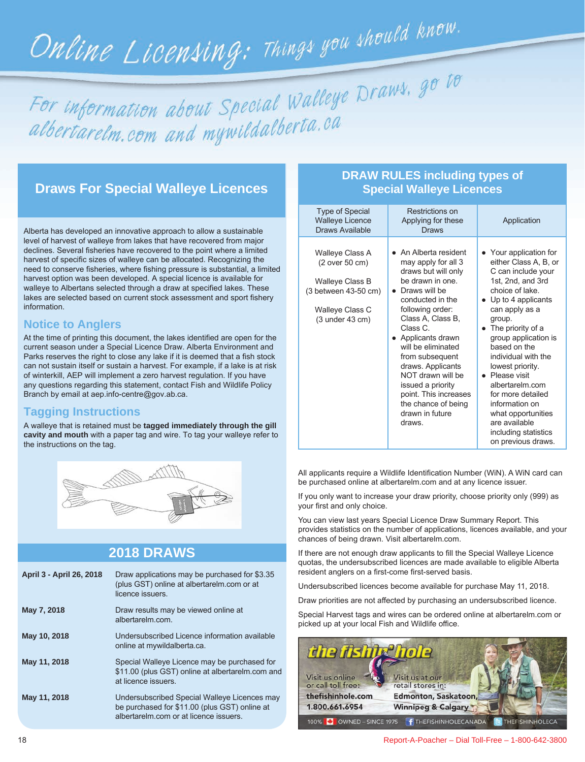# Online Licensing: Things you should know.

## For information about Special Walleye Draws, go to albertarelm.com and mywildalberta.ca

## Draws For Special Walleye Licences

Alberta has developed an innovative approach to allow a sustainable level of harvest of walleye from lakes that have recovered from major declines. Several fisheries have recovered to the point where a limited harvest of specific sizes of walleye can be allocated. Recognizing the need to conserve fisheries, where fishing pressure is substantial, a limited harvest option was been developed. A special licence is available for walleye to Albertans selected through a draw at specified lakes. These lakes are selected based on current stock assessment and sport fishery information.

### Notice to Anglers

At the time of printing this document, the lakes identified are open for the current season under a Special Licence Draw. Alberta Environment and Parks reserves the right to close any lake if it is deemed that a fish stock can not sustain itself or sustain a harvest. For example, if a lake is at risk of winterkill, AEP will implement a zero harvest regulation. If you have any questions regarding this statement, contact Fish and Wildlife Policy Branch by email at aep.info-centre@gov.ab.ca.

### Tagging Instructions

A walleye that is retained must be **tagged immediately through the gill cavity and mouth** with a paper tag and wire. To tag your walleye refer to the instructions on the tag.

## 2018 DRAWS

| | |
|---|---|
| **April 3 - April 26, 2018** | Draw applications may be purchased for $3.35 (plus GST) online at albertarelm.com or at licence issuers. |
| **May 7, 2018** | Draw results may be viewed online at albertarelm.com. |
| **May 10, 2018** | Undersubscribed Licence information available online at mywildalberta.ca. |
| **May 11, 2018** | Special Walleye Licence may be purchased for $11.00 (plus GST) online at albertarelm.com and at licence issuers. |
| **May 11, 2018** | Undersubscribed Special Walleye Licences may be purchased for $11.00 (plus GST) online at albertarelm.com or at licence issuers. |

## DRAW RULES including types of Special Walleye Licences

| Type of Special Walleye Licence Draws Available | Restrictions on Applying for these Draws | Application |
|---|---|---|
| Walleye Class A (2 over 50 cm)<br><br>Walleye Class B (3 between 43-50 cm)<br><br>Walleye Class C (3 under 43 cm) | • An Alberta resident may apply for all 3 draws but will only be drawn in one.<br>• Draws will be conducted in the following order: Class A, Class B, Class C.<br>• Applicants drawn will be eliminated from subsequent draws. Applicants NOT drawn will be issued a priority point. This increases the chance of being drawn in future draws. | • Your application for either Class A, B, or C can include your 1st, 2nd, and 3rd choice of lake.<br>• Up to 4 applicants can apply as a group.<br>• The priority of a group application is based on the individual with the lowest priority.<br>• Please visit albertarelm.com for more detailed information on what opportunities are available including statistics on previous draws. |

All applicants require a Wildlife Identification Number (WiN). A WiN card can be purchased online at albertarelm.com and at any licence issuer.

If you only want to increase your draw priority, choose priority only (999) as your first and only choice.

You can view last years Special Licence Draw Summary Report. This provides statistics on the number of applications, licences available, and your chances of being drawn. Visit albertarelm.com.

If there are not enough draw applicants to fill the Special Walleye Licence quotas, the undersubscribed licences are made available to eligible Alberta resident anglers on a first-come first-served basis.

Undersubscribed licences become available for purchase May 11, 2018.

Draw priorities are not affected by purchasing an undersubscribed licence.

Special Harvest tags and wires can be ordered online at albertarelm.com or picked up at your local Fish and Wildlife office.

the fishin' hole — Visit us online or call toll free: thefishinhole.com 1.800.661.6954 — Visit us at our retail stores in: Edmonton, Saskatoon, Winnipeg & Calgary — 100% OWNED – SINCE 1975 — THEFISHINHOLECANADA — THEFISHINHOLECA

Report-A-Poacher – Dial Toll-Free – 1-800-642-3800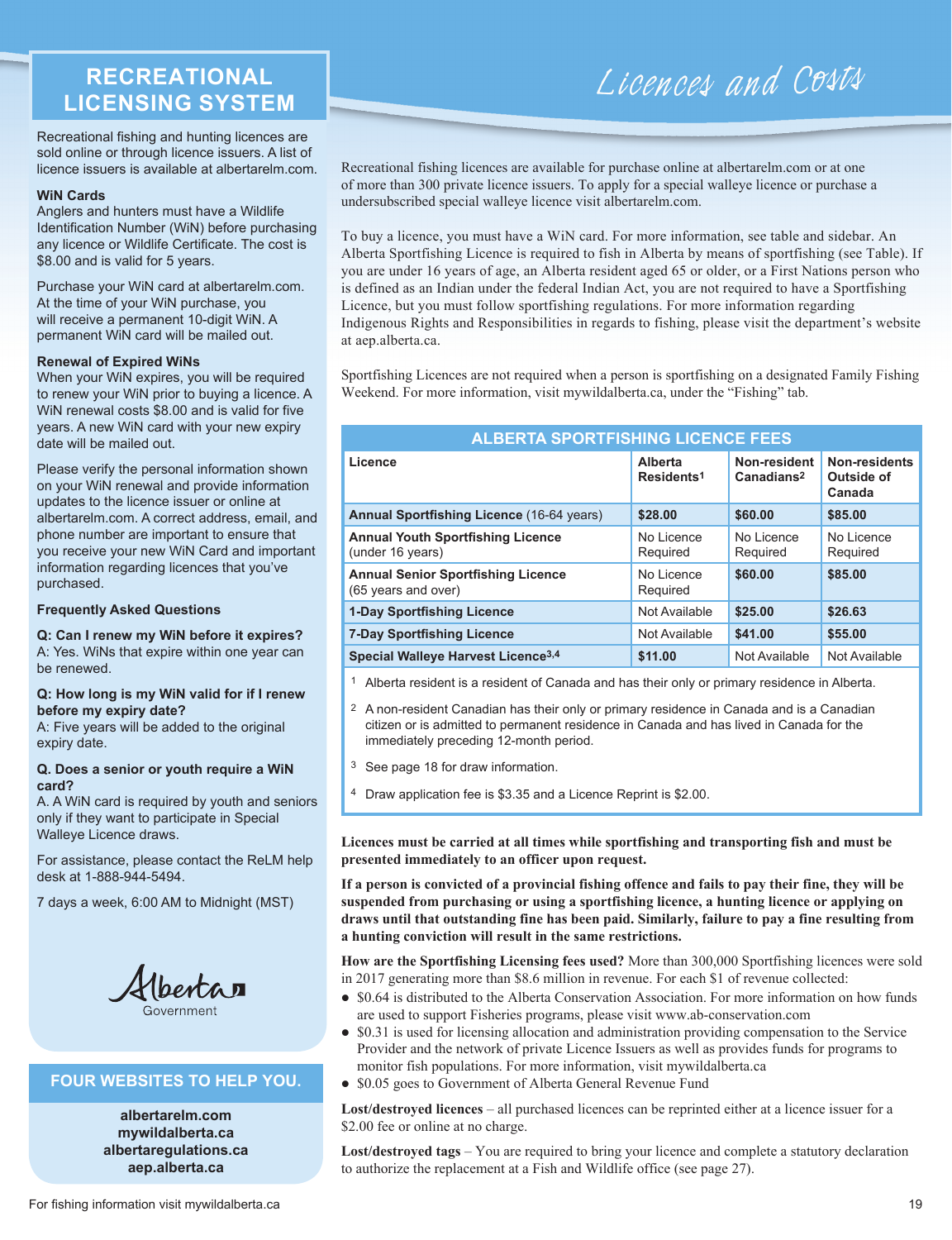# Licences and Costs

## RECREATIONAL LICENSING SYSTEM

Recreational fishing and hunting licences are sold online or through licence issuers. A list of licence issuers is available at albertarelm.com.

**WiN Cards**

Anglers and hunters must have a Wildlife Identification Number (WiN) before purchasing any licence or Wildlife Certificate. The cost is $8.00 and is valid for 5 years.

Purchase your WiN card at albertarelm.com. At the time of your WiN purchase, you will receive a permanent 10-digit WiN. A permanent WiN card will be mailed out.

**Renewal of Expired WiNs**

When your WiN expires, you will be required to renew your WiN prior to buying a licence. A WiN renewal costs $8.00 and is valid for five years. A new WiN card with your new expiry date will be mailed out.

Please verify the personal information shown on your WiN renewal and provide information updates to the licence issuer or online at albertarelm.com. A correct address, email, and phone number are important to ensure that you receive your new WiN Card and important information regarding licences that you've purchased.

**Frequently Asked Questions**

**Q: Can I renew my WiN before it expires?**
A: Yes. WiNs that expire within one year can be renewed.

**Q: How long is my WiN valid for if I renew before my expiry date?**
A: Five years will be added to the original expiry date.

**Q. Does a senior or youth require a WiN card?**
A. A WiN card is required by youth and seniors only if they want to participate in Special Walleye Licence draws.

For assistance, please contact the ReLM help desk at 1-888-944-5494.

7 days a week, 6:00 AM to Midnight (MST)

Alberta Government

## FOUR WEBSITES TO HELP YOU.

**albertarelm.com**
**mywildalberta.ca**
**albertaregulations.ca**
**aep.alberta.ca**

Recreational fishing licences are available for purchase online at albertarelm.com or at one of more than 300 private licence issuers. To apply for a special walleye licence or purchase a undersubscribed special walleye licence visit albertarelm.com.

To buy a licence, you must have a WiN card. For more information, see table and sidebar. An Alberta Sportfishing Licence is required to fish in Alberta by means of sportfishing (see Table). If you are under 16 years of age, an Alberta resident aged 65 or older, or a First Nations person who is defined as an Indian under the federal Indian Act, you are not required to have a Sportfishing Licence, but you must follow sportfishing regulations. For more information regarding Indigenous Rights and Responsibilities in regards to fishing, please visit the department's website at aep.alberta.ca.

Sportfishing Licences are not required when a person is sportfishing on a designated Family Fishing Weekend. For more information, visit mywildalberta.ca, under the "Fishing" tab.

### ALBERTA SPORTFISHING LICENCE FEES

| Licence | Alberta Residents[1] | Non-resident Canadians[2] | Non-residents Outside of Canada |
|---|---|---|---|
| **Annual Sportfishing Licence** (16-64 years) | **$28.00** | **$60.00** | **$85.00** |
| **Annual Youth Sportfishing Licence** (under 16 years) | No Licence Required | No Licence Required | No Licence Required |
| **Annual Senior Sportfishing Licence** (65 years and over) | No Licence Required | **$60.00** | **$85.00** |
| **1-Day Sportfishing Licence** | Not Available | **$25.00** | **$26.63** |
| **7-Day Sportfishing Licence** | Not Available | **$41.00** | **$55.00** |
| **Special Walleye Harvest Licence**[3,4] | **$11.00** | Not Available | Not Available |

[1] Alberta resident is a resident of Canada and has their only or primary residence in Alberta.

[2] A non-resident Canadian has their only or primary residence in Canada and is a Canadian citizen or is admitted to permanent residence in Canada and has lived in Canada for the immediately preceding 12-month period.

[3] See page 18 for draw information.

[4] Draw application fee is $3.35 and a Licence Reprint is $2.00.

**Licences must be carried at all times while sportfishing and transporting fish and must be presented immediately to an officer upon request.**

**If a person is convicted of a provincial fishing offence and fails to pay their fine, they will be suspended from purchasing or using a sportfishing licence, a hunting licence or applying on draws until that outstanding fine has been paid. Similarly, failure to pay a fine resulting from a hunting conviction will result in the same restrictions.**

**How are the Sportfishing Licensing fees used?** More than 300,000 Sportfishing licences were sold in 2017 generating more than $8.6 million in revenue. For each $1 of revenue collected:

- $0.64 is distributed to the Alberta Conservation Association. For more information on how funds are used to support Fisheries programs, please visit www.ab-conservation.com
- $0.31 is used for licensing allocation and administration providing compensation to the Service Provider and the network of private Licence Issuers as well as provides funds for programs to monitor fish populations. For more information, visit mywildalberta.ca
- $0.05 goes to Government of Alberta General Revenue Fund

**Lost/destroyed licences** – all purchased licences can be reprinted either at a licence issuer for a $2.00 fee or online at no charge.

**Lost/destroyed tags** – You are required to bring your licence and complete a statutory declaration to authorize the replacement at a Fish and Wildlife office (see page 27).